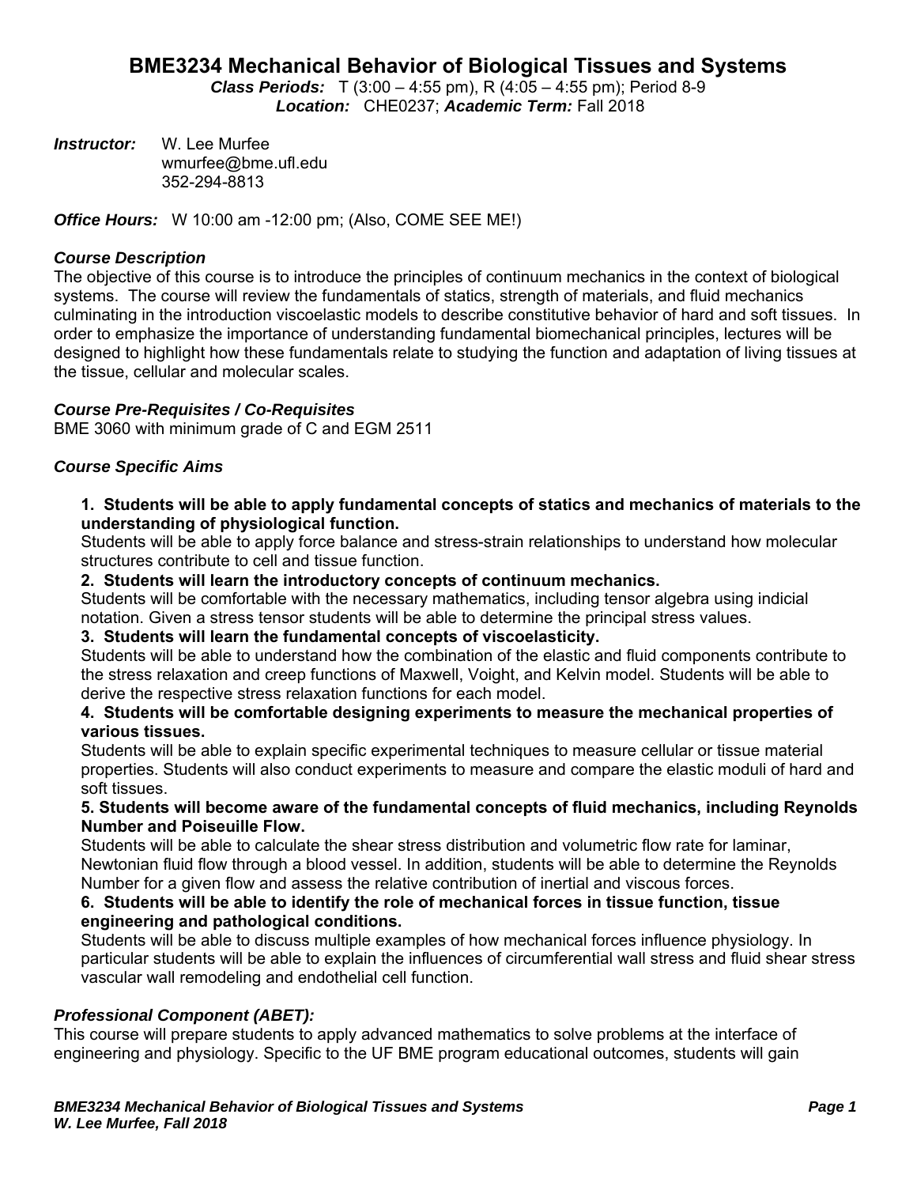# BME3234 Mechanical Behavior of Biological Tissues and Systems

***Class Periods:*** T (3:00 – 4:55 pm), R (4:05 – 4:55 pm); Period 8-9
***Location:*** CHE0237; ***Academic Term:*** Fall 2018

***Instructor:*** W. Lee Murfee
wmurfee@bme.ufl.edu
352-294-8813

***Office Hours:*** W 10:00 am -12:00 pm; (Also, COME SEE ME!)

### *Course Description*

The objective of this course is to introduce the principles of continuum mechanics in the context of biological systems. The course will review the fundamentals of statics, strength of materials, and fluid mechanics culminating in the introduction viscoelastic models to describe constitutive behavior of hard and soft tissues. In order to emphasize the importance of understanding fundamental biomechanical principles, lectures will be designed to highlight how these fundamentals relate to studying the function and adaptation of living tissues at the tissue, cellular and molecular scales.

### *Course Pre-Requisites / Co-Requisites*

BME 3060 with minimum grade of C and EGM 2511

### *Course Specific Aims*

**1. Students will be able to apply fundamental concepts of statics and mechanics of materials to the understanding of physiological function.**
Students will be able to apply force balance and stress-strain relationships to understand how molecular structures contribute to cell and tissue function.

**2. Students will learn the introductory concepts of continuum mechanics.**
Students will be comfortable with the necessary mathematics, including tensor algebra using indicial notation. Given a stress tensor students will be able to determine the principal stress values.

**3. Students will learn the fundamental concepts of viscoelasticity.**
Students will be able to understand how the combination of the elastic and fluid components contribute to the stress relaxation and creep functions of Maxwell, Voight, and Kelvin model. Students will be able to derive the respective stress relaxation functions for each model.

**4. Students will be comfortable designing experiments to measure the mechanical properties of various tissues.**
Students will be able to explain specific experimental techniques to measure cellular or tissue material properties. Students will also conduct experiments to measure and compare the elastic moduli of hard and soft tissues.

**5. Students will become aware of the fundamental concepts of fluid mechanics, including Reynolds Number and Poiseuille Flow.**
Students will be able to calculate the shear stress distribution and volumetric flow rate for laminar, Newtonian fluid flow through a blood vessel. In addition, students will be able to determine the Reynolds Number for a given flow and assess the relative contribution of inertial and viscous forces.

**6. Students will be able to identify the role of mechanical forces in tissue function, tissue engineering and pathological conditions.**
Students will be able to discuss multiple examples of how mechanical forces influence physiology. In particular students will be able to explain the influences of circumferential wall stress and fluid shear stress vascular wall remodeling and endothelial cell function.

### *Professional Component (ABET):*

This course will prepare students to apply advanced mathematics to solve problems at the interface of engineering and physiology. Specific to the UF BME program educational outcomes, students will gain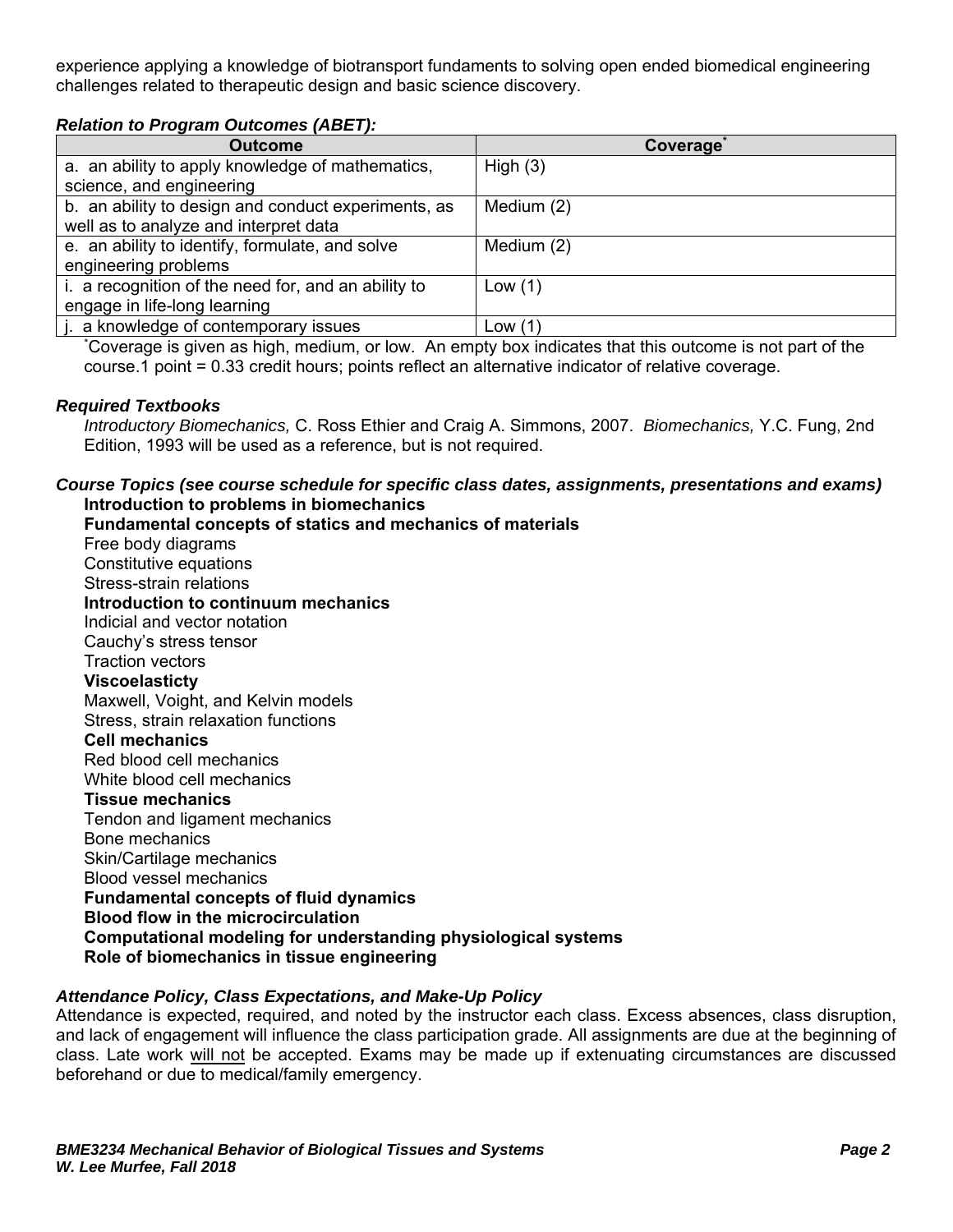experience applying a knowledge of biotransport fundaments to solving open ended biomedical engineering challenges related to therapeutic design and basic science discovery.

***Relation to Program Outcomes (ABET):***

| Outcome | Coverage* |
|---|---|
| a. an ability to apply knowledge of mathematics, science, and engineering | High (3) |
| b. an ability to design and conduct experiments, as well as to analyze and interpret data | Medium (2) |
| e. an ability to identify, formulate, and solve engineering problems | Medium (2) |
| i. a recognition of the need for, and an ability to engage in life-long learning | Low (1) |
| j. a knowledge of contemporary issues | Low (1) |

*Coverage is given as high, medium, or low. An empty box indicates that this outcome is not part of the course.1 point = 0.33 credit hours; points reflect an alternative indicator of relative coverage.

***Required Textbooks***

*Introductory Biomechanics,* C. Ross Ethier and Craig A. Simmons, 2007. *Biomechanics,* Y.C. Fung, 2nd Edition, 1993 will be used as a reference, but is not required.

***Course Topics (see course schedule for specific class dates, assignments, presentations and exams)***

**Introduction to problems in biomechanics**

**Fundamental concepts of statics and mechanics of materials**

Free body diagrams

Constitutive equations

Stress-strain relations

**Introduction to continuum mechanics**

Indicial and vector notation

Cauchy's stress tensor

Traction vectors

**Viscoelasticty**

Maxwell, Voight, and Kelvin models

Stress, strain relaxation functions

**Cell mechanics**

Red blood cell mechanics

White blood cell mechanics

**Tissue mechanics**

Tendon and ligament mechanics

Bone mechanics

Skin/Cartilage mechanics

Blood vessel mechanics

**Fundamental concepts of fluid dynamics**

**Blood flow in the microcirculation**

**Computational modeling for understanding physiological systems**

**Role of biomechanics in tissue engineering**

***Attendance Policy, Class Expectations, and Make-Up Policy***

Attendance is expected, required, and noted by the instructor each class. Excess absences, class disruption, and lack of engagement will influence the class participation grade. All assignments are due at the beginning of class. Late work will not be accepted. Exams may be made up if extenuating circumstances are discussed beforehand or due to medical/family emergency.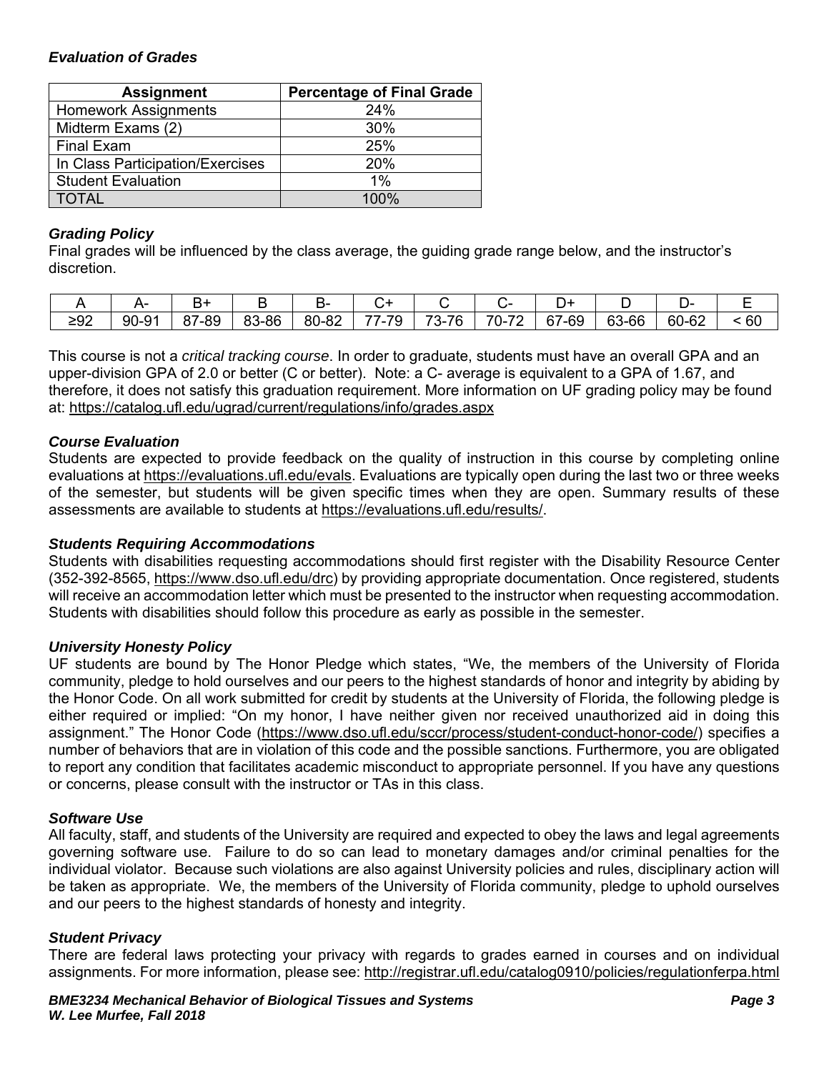### *Evaluation of Grades*

| Assignment | Percentage of Final Grade |
|---|---|
| Homework Assignments | 24% |
| Midterm Exams (2) | 30% |
| Final Exam | 25% |
| In Class Participation/Exercises | 20% |
| Student Evaluation | 1% |
| TOTAL | 100% |

### *Grading Policy*

Final grades will be influenced by the class average, the guiding grade range below, and the instructor's discretion.

| A | A- | B+ | B | B- | C+ | C | C- | D+ | D | D- | E |
|---|---|---|---|---|---|---|---|---|---|---|---|
| ≥92 | 90-91 | 87-89 | 83-86 | 80-82 | 77-79 | 73-76 | 70-72 | 67-69 | 63-66 | 60-62 | < 60 |

This course is not a *critical tracking course*. In order to graduate, students must have an overall GPA and an upper-division GPA of 2.0 or better (C or better). Note: a C- average is equivalent to a GPA of 1.67, and therefore, it does not satisfy this graduation requirement. More information on UF grading policy may be found at: https://catalog.ufl.edu/ugrad/current/regulations/info/grades.aspx

### *Course Evaluation*

Students are expected to provide feedback on the quality of instruction in this course by completing online evaluations at https://evaluations.ufl.edu/evals. Evaluations are typically open during the last two or three weeks of the semester, but students will be given specific times when they are open. Summary results of these assessments are available to students at https://evaluations.ufl.edu/results/.

### *Students Requiring Accommodations*

Students with disabilities requesting accommodations should first register with the Disability Resource Center (352-392-8565, https://www.dso.ufl.edu/drc) by providing appropriate documentation. Once registered, students will receive an accommodation letter which must be presented to the instructor when requesting accommodation. Students with disabilities should follow this procedure as early as possible in the semester.

### *University Honesty Policy*

UF students are bound by The Honor Pledge which states, "We, the members of the University of Florida community, pledge to hold ourselves and our peers to the highest standards of honor and integrity by abiding by the Honor Code. On all work submitted for credit by students at the University of Florida, the following pledge is either required or implied: "On my honor, I have neither given nor received unauthorized aid in doing this assignment." The Honor Code (https://www.dso.ufl.edu/sccr/process/student-conduct-honor-code/) specifies a number of behaviors that are in violation of this code and the possible sanctions. Furthermore, you are obligated to report any condition that facilitates academic misconduct to appropriate personnel. If you have any questions or concerns, please consult with the instructor or TAs in this class.

### *Software Use*

All faculty, staff, and students of the University are required and expected to obey the laws and legal agreements governing software use. Failure to do so can lead to monetary damages and/or criminal penalties for the individual violator. Because such violations are also against University policies and rules, disciplinary action will be taken as appropriate. We, the members of the University of Florida community, pledge to uphold ourselves and our peers to the highest standards of honesty and integrity.

### *Student Privacy*

There are federal laws protecting your privacy with regards to grades earned in courses and on individual assignments. For more information, please see: http://registrar.ufl.edu/catalog0910/policies/regulationferpa.html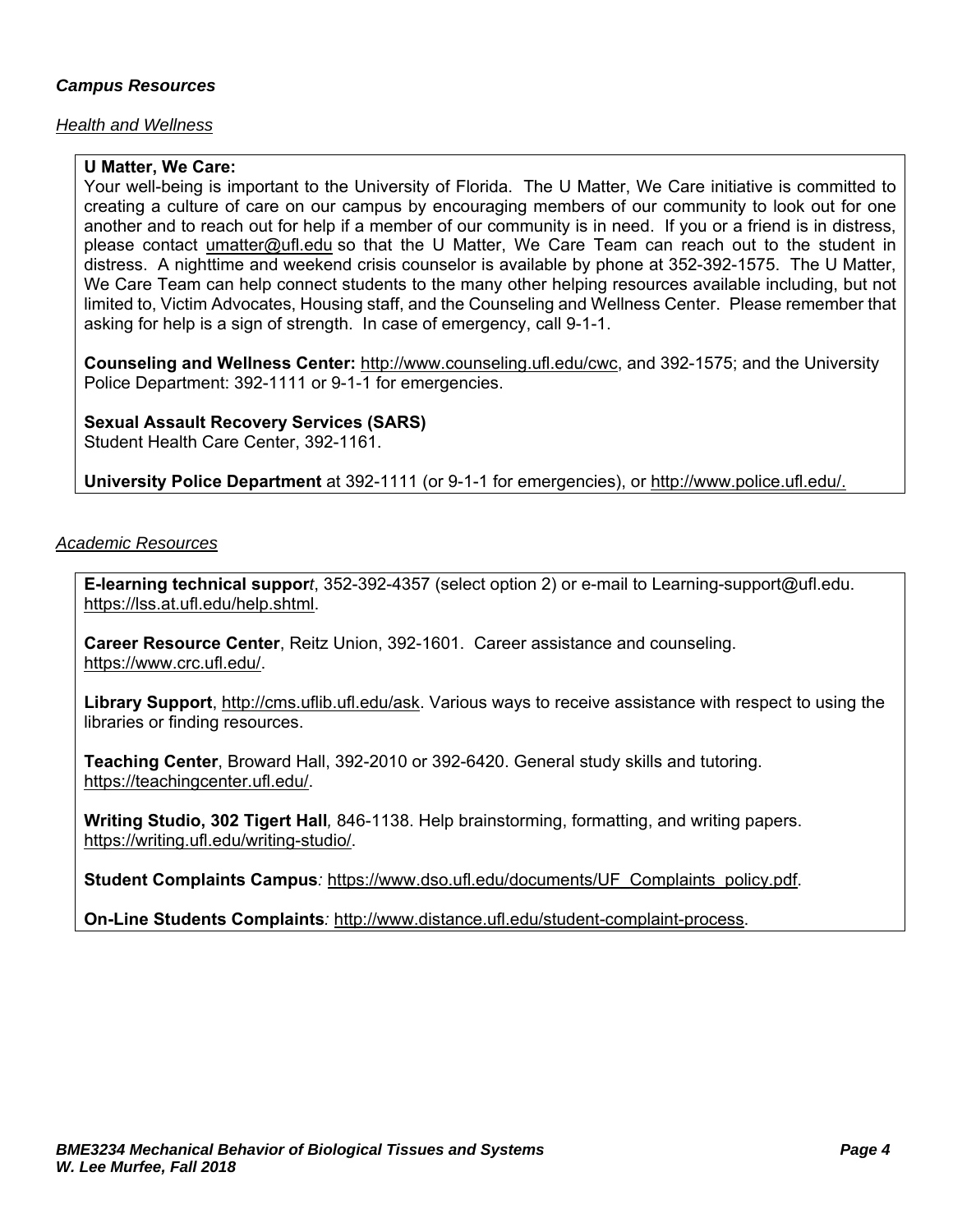***Campus Resources***

*Health and Wellness*

**U Matter, We Care:**
Your well-being is important to the University of Florida. The U Matter, We Care initiative is committed to creating a culture of care on our campus by encouraging members of our community to look out for one another and to reach out for help if a member of our community is in need. If you or a friend is in distress, please contact umatter@ufl.edu so that the U Matter, We Care Team can reach out to the student in distress. A nighttime and weekend crisis counselor is available by phone at 352-392-1575. The U Matter, We Care Team can help connect students to the many other helping resources available including, but not limited to, Victim Advocates, Housing staff, and the Counseling and Wellness Center. Please remember that asking for help is a sign of strength. In case of emergency, call 9-1-1.

**Counseling and Wellness Center:** http://www.counseling.ufl.edu/cwc, and 392-1575; and the University Police Department: 392-1111 or 9-1-1 for emergencies.

**Sexual Assault Recovery Services (SARS)**
Student Health Care Center, 392-1161.

**University Police Department** at 392-1111 (or 9-1-1 for emergencies), or http://www.police.ufl.edu/.

*Academic Resources*

**E-learning technical suppor*t***, 352-392-4357 (select option 2) or e-mail to Learning-support@ufl.edu. https://lss.at.ufl.edu/help.shtml.

**Career Resource Center**, Reitz Union, 392-1601. Career assistance and counseling. https://www.crc.ufl.edu/.

**Library Support**, http://cms.uflib.ufl.edu/ask. Various ways to receive assistance with respect to using the libraries or finding resources.

**Teaching Center**, Broward Hall, 392-2010 or 392-6420. General study skills and tutoring. https://teachingcenter.ufl.edu/.

**Writing Studio, 302 Tigert Hall***,* 846-1138. Help brainstorming, formatting, and writing papers. https://writing.ufl.edu/writing-studio/.

**Student Complaints Campus***:* https://www.dso.ufl.edu/documents/UF_Complaints_policy.pdf.

**On-Line Students Complaints***:* http://www.distance.ufl.edu/student-complaint-process.